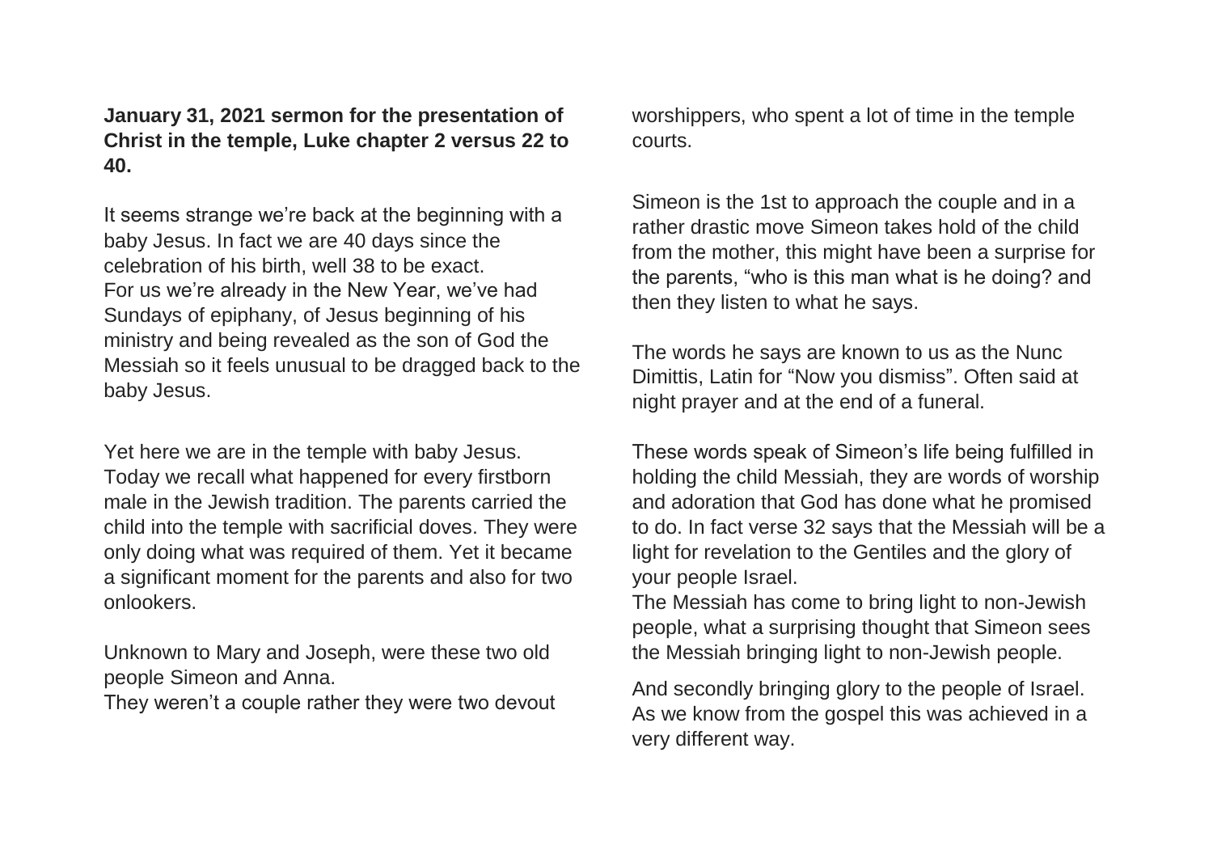**January 31, 2021 sermon for the presentation of Christ in the temple, Luke chapter 2 versus 22 to 40.**

It seems strange we're back at the beginning with a baby Jesus. In fact we are 40 days since the celebration of his birth, well 38 to be exact. For us we're already in the New Year, we've had Sundays of epiphany, of Jesus beginning of his ministry and being revealed as the son of God the Messiah so it feels unusual to be dragged back to the baby Jesus.

Yet here we are in the temple with baby Jesus. Today we recall what happened for every firstborn male in the Jewish tradition. The parents carried the child into the temple with sacrificial doves. They were only doing what was required of them. Yet it became a significant moment for the parents and also for two onlookers.

Unknown to Mary and Joseph, were these two old people Simeon and Anna.
They weren't a couple rather they were two devout worshippers, who spent a lot of time in the temple courts.

Simeon is the 1st to approach the couple and in a rather drastic move Simeon takes hold of the child from the mother, this might have been a surprise for the parents, "who is this man what is he doing? and then they listen to what he says.

The words he says are known to us as the Nunc Dimittis, Latin for "Now you dismiss". Often said at night prayer and at the end of a funeral.

These words speak of Simeon's life being fulfilled in holding the child Messiah, they are words of worship and adoration that God has done what he promised to do. In fact verse 32 says that the Messiah will be a light for revelation to the Gentiles and the glory of your people Israel.
The Messiah has come to bring light to non-Jewish people, what a surprising thought that Simeon sees the Messiah bringing light to non-Jewish people.

And secondly bringing glory to the people of Israel. As we know from the gospel this was achieved in a very different way.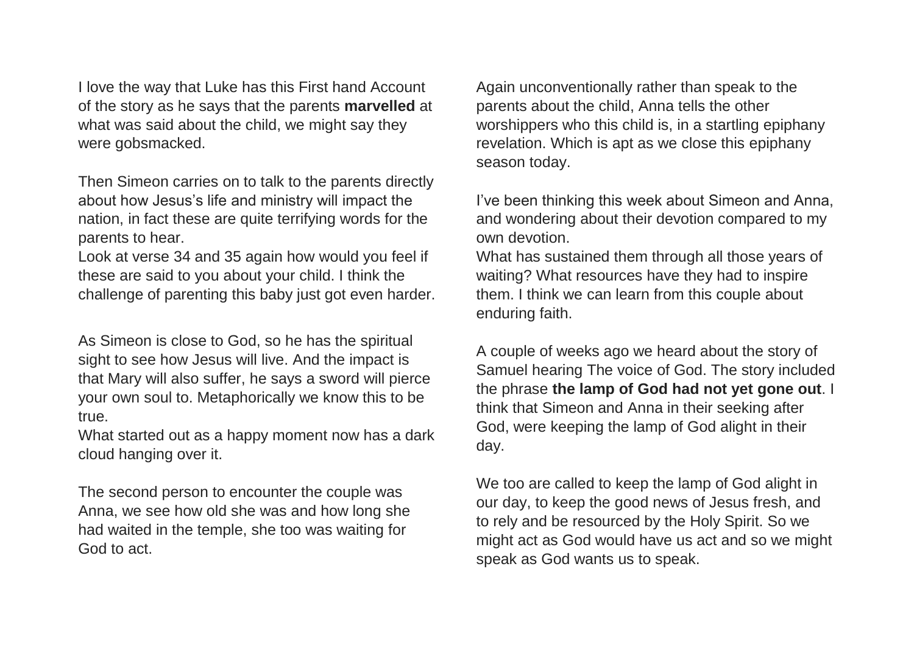I love the way that Luke has this First hand Account of the story as he says that the parents **marvelled** at what was said about the child, we might say they were gobsmacked.

Then Simeon carries on to talk to the parents directly about how Jesus's life and ministry will impact the nation, in fact these are quite terrifying words for the parents to hear.
Look at verse 34 and 35 again how would you feel if these are said to you about your child. I think the challenge of parenting this baby just got even harder.

As Simeon is close to God, so he has the spiritual sight to see how Jesus will live. And the impact is that Mary will also suffer, he says a sword will pierce your own soul to. Metaphorically we know this to be true.
What started out as a happy moment now has a dark cloud hanging over it.

The second person to encounter the couple was Anna, we see how old she was and how long she had waited in the temple, she too was waiting for God to act.

Again unconventionally rather than speak to the parents about the child, Anna tells the other worshippers who this child is, in a startling epiphany revelation. Which is apt as we close this epiphany season today.

I've been thinking this week about Simeon and Anna, and wondering about their devotion compared to my own devotion.
What has sustained them through all those years of waiting? What resources have they had to inspire them. I think we can learn from this couple about enduring faith.

A couple of weeks ago we heard about the story of Samuel hearing The voice of God. The story included the phrase **the lamp of God had not yet gone out**. I think that Simeon and Anna in their seeking after God, were keeping the lamp of God alight in their day.

We too are called to keep the lamp of God alight in our day, to keep the good news of Jesus fresh, and to rely and be resourced by the Holy Spirit. So we might act as God would have us act and so we might speak as God wants us to speak.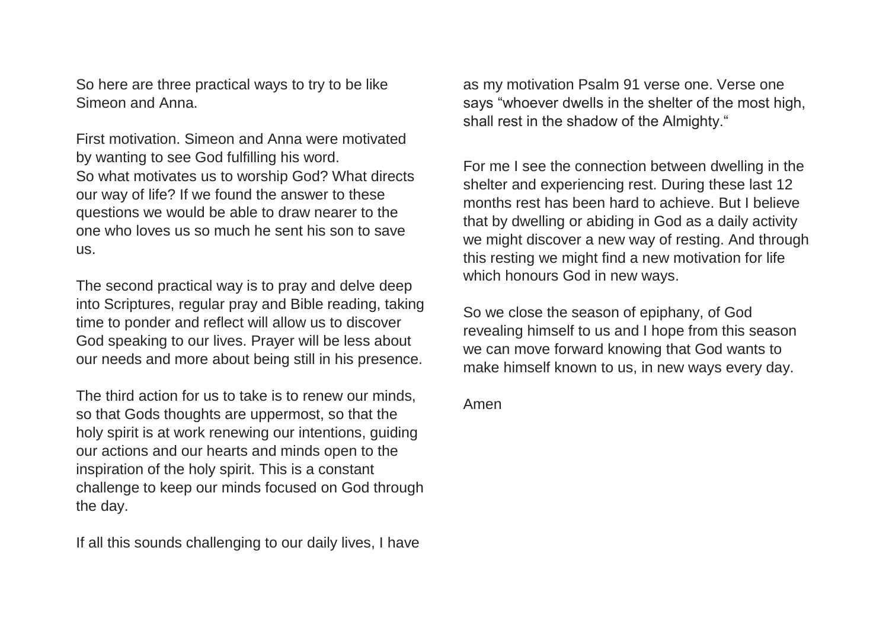So here are three practical ways to try to be like Simeon and Anna.

First motivation. Simeon and Anna were motivated by wanting to see God fulfilling his word.
So what motivates us to worship God? What directs our way of life? If we found the answer to these questions we would be able to draw nearer to the one who loves us so much he sent his son to save us.

The second practical way is to pray and delve deep into Scriptures, regular pray and Bible reading, taking time to ponder and reflect will allow us to discover God speaking to our lives. Prayer will be less about our needs and more about being still in his presence.

The third action for us to take is to renew our minds, so that Gods thoughts are uppermost, so that the holy spirit is at work renewing our intentions, guiding our actions and our hearts and minds open to the inspiration of the holy spirit. This is a constant challenge to keep our minds focused on God through the day.

If all this sounds challenging to our daily lives, I have as my motivation Psalm 91 verse one. Verse one says "whoever dwells in the shelter of the most high, shall rest in the shadow of the Almighty."

For me I see the connection between dwelling in the shelter and experiencing rest. During these last 12 months rest has been hard to achieve. But I believe that by dwelling or abiding in God as a daily activity we might discover a new way of resting. And through this resting we might find a new motivation for life which honours God in new ways.

So we close the season of epiphany, of God revealing himself to us and I hope from this season we can move forward knowing that God wants to make himself known to us, in new ways every day.

Amen